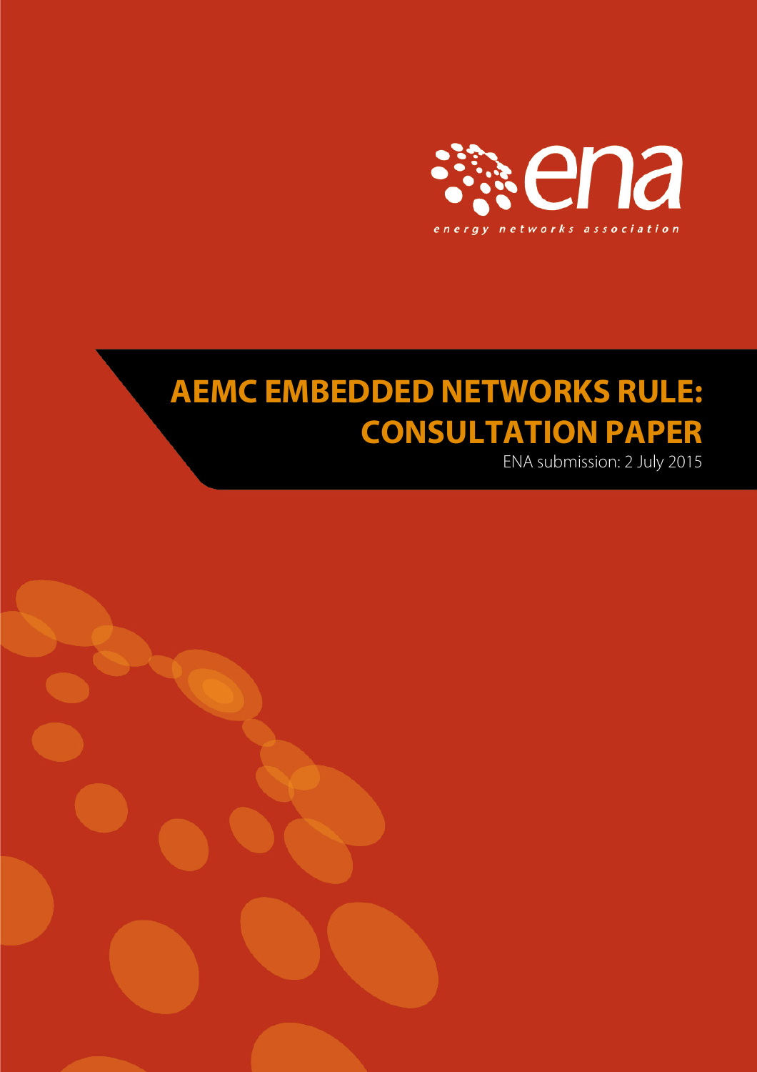energy networks association

# AEMC EMBEDDED NETWORKS RULE: CONSULTATION PAPER

ENA submission: 2 July 2015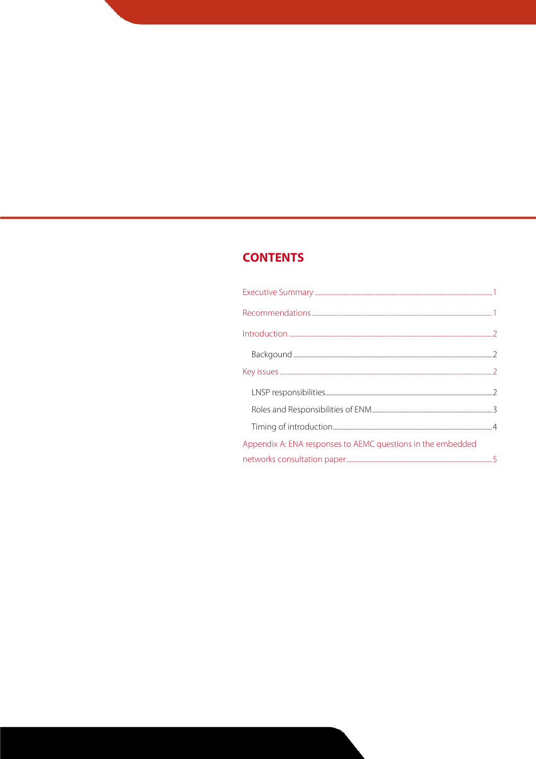## CONTENTS

Executive Summary ........................................................ 1

Recommendations ........................................................ 1

Introduction ........................................................ 2

- Backgound ........................................................ 2

Key issues ........................................................ 2

- LNSP responsibilities ........................................................ 2
- Roles and Responsibilities of ENM ........................................................ 3
- Timing of introduction ........................................................ 4

Appendix A: ENA responses to AEMC questions in the embedded networks consultation paper ........................................................ 5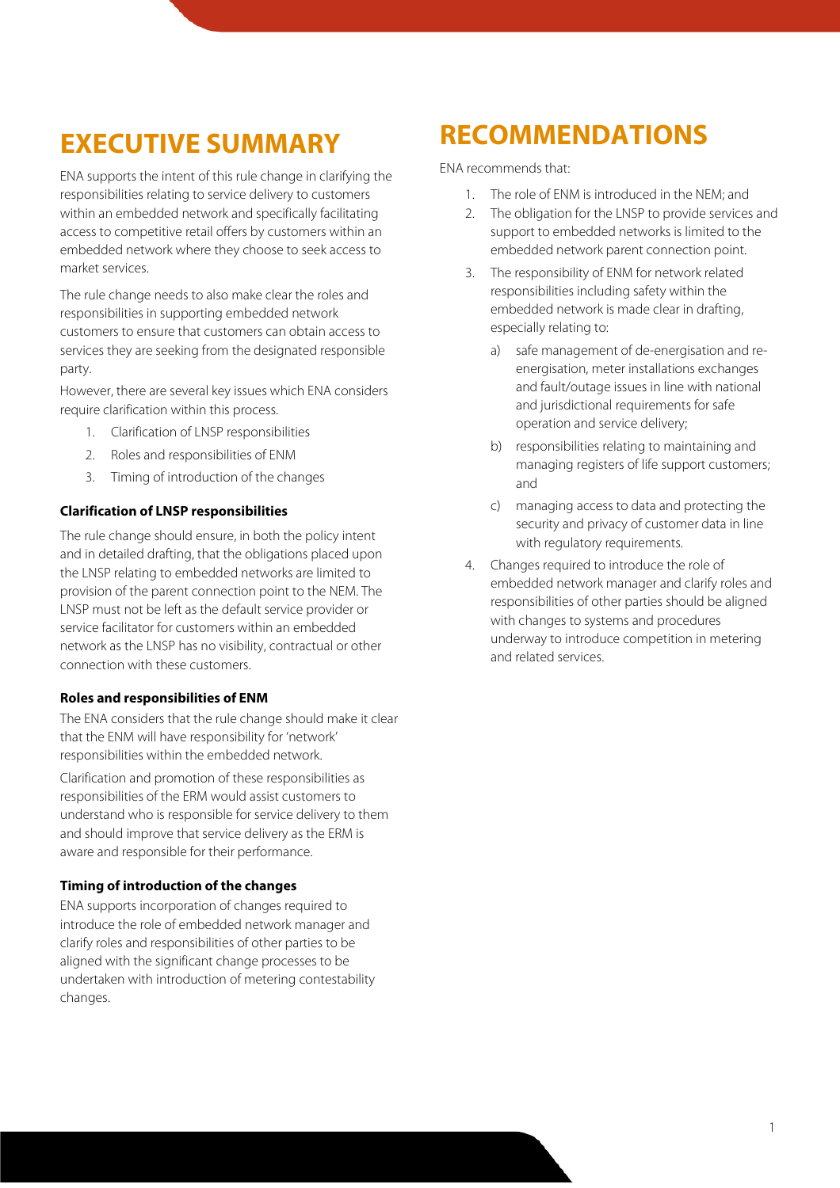# EXECUTIVE SUMMARY

ENA supports the intent of this rule change in clarifying the responsibilities relating to service delivery to customers within an embedded network and specifically facilitating access to competitive retail offers by customers within an embedded network where they choose to seek access to market services.

The rule change needs to also make clear the roles and responsibilities in supporting embedded network customers to ensure that customers can obtain access to services they are seeking from the designated responsible party.

However, there are several key issues which ENA considers require clarification within this process.

1. Clarification of LNSP responsibilities
2. Roles and responsibilities of ENM
3. Timing of introduction of the changes

### Clarification of LNSP responsibilities

The rule change should ensure, in both the policy intent and in detailed drafting, that the obligations placed upon the LNSP relating to embedded networks are limited to provision of the parent connection point to the NEM. The LNSP must not be left as the default service provider or service facilitator for customers within an embedded network as the LNSP has no visibility, contractual or other connection with these customers.

### Roles and responsibilities of ENM

The ENA considers that the rule change should make it clear that the ENM will have responsibility for 'network' responsibilities within the embedded network.

Clarification and promotion of these responsibilities as responsibilities of the ERM would assist customers to understand who is responsible for service delivery to them and should improve that service delivery as the ERM is aware and responsible for their performance.

### Timing of introduction of the changes

ENA supports incorporation of changes required to introduce the role of embedded network manager and clarify roles and responsibilities of other parties to be aligned with the significant change processes to be undertaken with introduction of metering contestability changes.

# RECOMMENDATIONS

ENA recommends that:

1. The role of ENM is introduced in the NEM; and
2. The obligation for the LNSP to provide services and support to embedded networks is limited to the embedded network parent connection point.
3. The responsibility of ENM for network related responsibilities including safety within the embedded network is made clear in drafting, especially relating to:
   a) safe management of de-energisation and re-energisation, meter installations exchanges and fault/outage issues in line with national and jurisdictional requirements for safe operation and service delivery;
   b) responsibilities relating to maintaining and managing registers of life support customers; and
   c) managing access to data and protecting the security and privacy of customer data in line with regulatory requirements.
4. Changes required to introduce the role of embedded network manager and clarify roles and responsibilities of other parties should be aligned with changes to systems and procedures underway to introduce competition in metering and related services.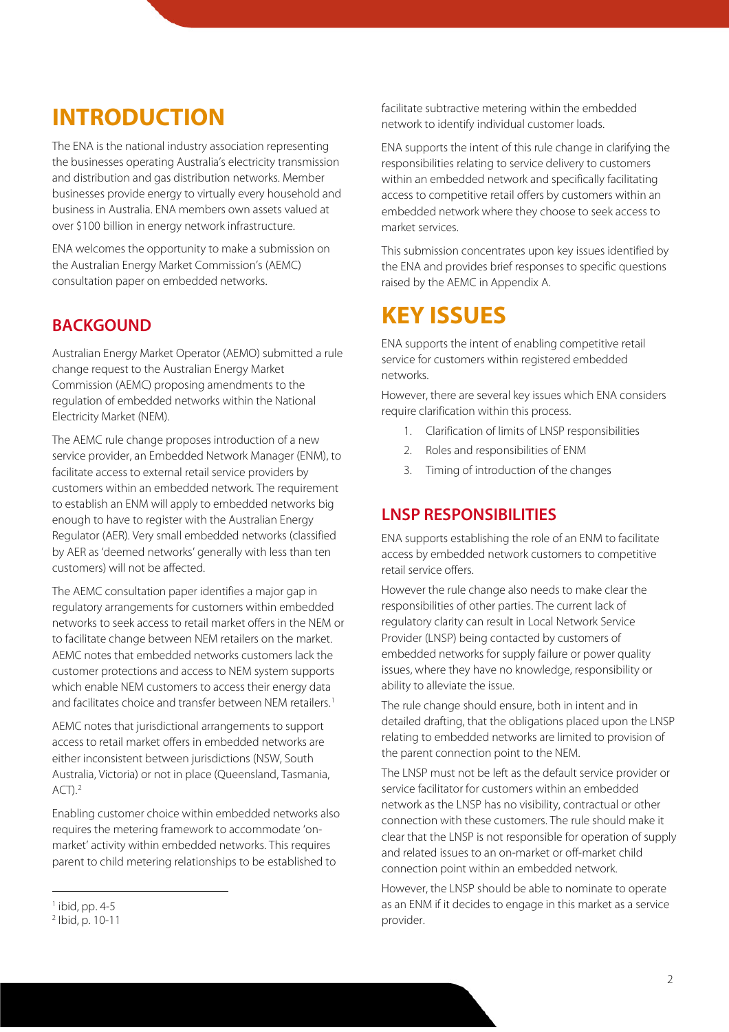# INTRODUCTION

The ENA is the national industry association representing the businesses operating Australia's electricity transmission and distribution and gas distribution networks. Member businesses provide energy to virtually every household and business in Australia. ENA members own assets valued at over $100 billion in energy network infrastructure.

ENA welcomes the opportunity to make a submission on the Australian Energy Market Commission's (AEMC) consultation paper on embedded networks.

## BACKGOUND

Australian Energy Market Operator (AEMO) submitted a rule change request to the Australian Energy Market Commission (AEMC) proposing amendments to the regulation of embedded networks within the National Electricity Market (NEM).

The AEMC rule change proposes introduction of a new service provider, an Embedded Network Manager (ENM), to facilitate access to external retail service providers by customers within an embedded network. The requirement to establish an ENM will apply to embedded networks big enough to have to register with the Australian Energy Regulator (AER). Very small embedded networks (classified by AER as 'deemed networks' generally with less than ten customers) will not be affected.

The AEMC consultation paper identifies a major gap in regulatory arrangements for customers within embedded networks to seek access to retail market offers in the NEM or to facilitate change between NEM retailers on the market. AEMC notes that embedded networks customers lack the customer protections and access to NEM system supports which enable NEM customers to access their energy data and facilitates choice and transfer between NEM retailers.[1]

AEMC notes that jurisdictional arrangements to support access to retail market offers in embedded networks are either inconsistent between jurisdictions (NSW, South Australia, Victoria) or not in place (Queensland, Tasmania, ACT).[2]

Enabling customer choice within embedded networks also requires the metering framework to accommodate 'on-market' activity within embedded networks. This requires parent to child metering relationships to be established to facilitate subtractive metering within the embedded network to identify individual customer loads.

ENA supports the intent of this rule change in clarifying the responsibilities relating to service delivery to customers within an embedded network and specifically facilitating access to competitive retail offers by customers within an embedded network where they choose to seek access to market services.

This submission concentrates upon key issues identified by the ENA and provides brief responses to specific questions raised by the AEMC in Appendix A.

# KEY ISSUES

ENA supports the intent of enabling competitive retail service for customers within registered embedded networks.

However, there are several key issues which ENA considers require clarification within this process.

1. Clarification of limits of LNSP responsibilities
2. Roles and responsibilities of ENM
3. Timing of introduction of the changes

## LNSP RESPONSIBILITIES

ENA supports establishing the role of an ENM to facilitate access by embedded network customers to competitive retail service offers.

However the rule change also needs to make clear the responsibilities of other parties. The current lack of regulatory clarity can result in Local Network Service Provider (LNSP) being contacted by customers of embedded networks for supply failure or power quality issues, where they have no knowledge, responsibility or ability to alleviate the issue.

The rule change should ensure, both in intent and in detailed drafting, that the obligations placed upon the LNSP relating to embedded networks are limited to provision of the parent connection point to the NEM.

The LNSP must not be left as the default service provider or service facilitator for customers within an embedded network as the LNSP has no visibility, contractual or other connection with these customers. The rule should make it clear that the LNSP is not responsible for operation of supply and related issues to an on-market or off-market child connection point within an embedded network.

However, the LNSP should be able to nominate to operate as an ENM if it decides to engage in this market as a service provider.

---

[1] ibid, pp. 4-5
[2] Ibid, p. 10-11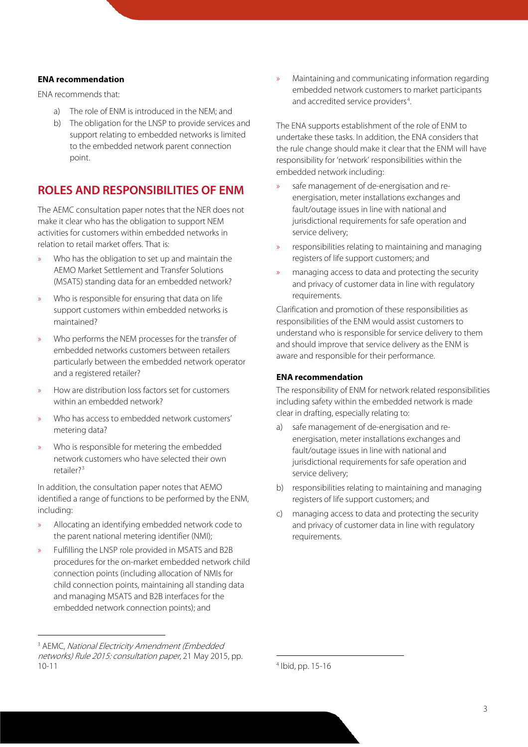**ENA recommendation**

ENA recommends that:

a) The role of ENM is introduced in the NEM; and
b) The obligation for the LNSP to provide services and support relating to embedded networks is limited to the embedded network parent connection point.

## ROLES AND RESPONSIBILITIES OF ENM

The AEMC consultation paper notes that the NER does not make it clear who has the obligation to support NEM activities for customers within embedded networks in relation to retail market offers. That is:

- Who has the obligation to set up and maintain the AEMO Market Settlement and Transfer Solutions (MSATS) standing data for an embedded network?
- Who is responsible for ensuring that data on life support customers within embedded networks is maintained?
- Who performs the NEM processes for the transfer of embedded networks customers between retailers particularly between the embedded network operator and a registered retailer?
- How are distribution loss factors set for customers within an embedded network?
- Who has access to embedded network customers' metering data?
- Who is responsible for metering the embedded network customers who have selected their own retailer?[3]

In addition, the consultation paper notes that AEMO identified a range of functions to be performed by the ENM, including:

- Allocating an identifying embedded network code to the parent national metering identifier (NMI);
- Fulfilling the LNSP role provided in MSATS and B2B procedures for the on-market embedded network child connection points (including allocation of NMIs for child connection points, maintaining all standing data and managing MSATS and B2B interfaces for the embedded network connection points); and
- Maintaining and communicating information regarding embedded network customers to market participants and accredited service providers[4].

The ENA supports establishment of the role of ENM to undertake these tasks. In addition, the ENA considers that the rule change should make it clear that the ENM will have responsibility for 'network' responsibilities within the embedded network including:

- safe management of de-energisation and re-energisation, meter installations exchanges and fault/outage issues in line with national and jurisdictional requirements for safe operation and service delivery;
- responsibilities relating to maintaining and managing registers of life support customers; and
- managing access to data and protecting the security and privacy of customer data in line with regulatory requirements.

Clarification and promotion of these responsibilities as responsibilities of the ENM would assist customers to understand who is responsible for service delivery to them and should improve that service delivery as the ENM is aware and responsible for their performance.

**ENA recommendation**

The responsibility of ENM for network related responsibilities including safety within the embedded network is made clear in drafting, especially relating to:

a) safe management of de-energisation and re-energisation, meter installations exchanges and fault/outage issues in line with national and jurisdictional requirements for safe operation and service delivery;
b) responsibilities relating to maintaining and managing registers of life support customers; and
c) managing access to data and protecting the security and privacy of customer data in line with regulatory requirements.

---

[3] AEMC, *National Electricity Amendment (Embedded networks) Rule 2015: consultation paper*, 21 May 2015, pp. 10-11

[4] Ibid, pp. 15-16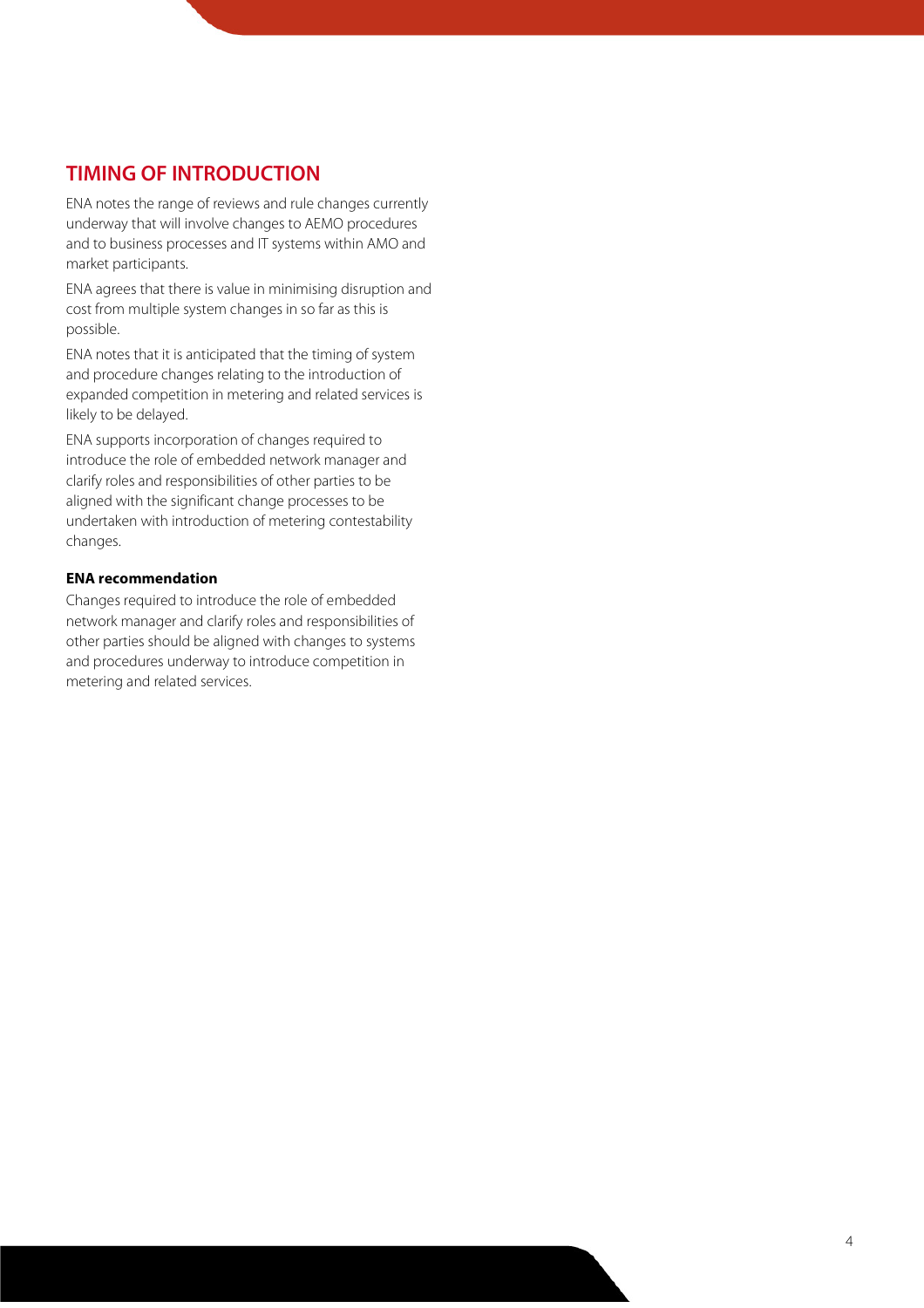## TIMING OF INTRODUCTION

ENA notes the range of reviews and rule changes currently underway that will involve changes to AEMO procedures and to business processes and IT systems within AMO and market participants.

ENA agrees that there is value in minimising disruption and cost from multiple system changes in so far as this is possible.

ENA notes that it is anticipated that the timing of system and procedure changes relating to the introduction of expanded competition in metering and related services is likely to be delayed.

ENA supports incorporation of changes required to introduce the role of embedded network manager and clarify roles and responsibilities of other parties to be aligned with the significant change processes to be undertaken with introduction of metering contestability changes.

**ENA recommendation**

Changes required to introduce the role of embedded network manager and clarify roles and responsibilities of other parties should be aligned with changes to systems and procedures underway to introduce competition in metering and related services.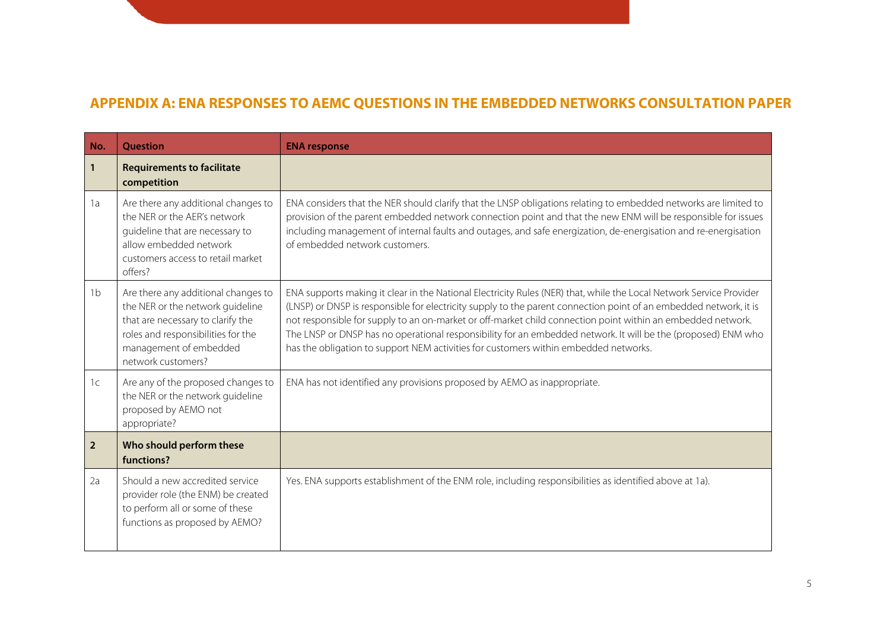## APPENDIX A: ENA RESPONSES TO AEMC QUESTIONS IN THE EMBEDDED NETWORKS CONSULTATION PAPER

| No. | Question | ENA response |
|---|---|---|
| **1** | **Requirements to facilitate competition** | |
| 1a | Are there any additional changes to the NER or the AER's network guideline that are necessary to allow embedded network customers access to retail market offers? | ENA considers that the NER should clarify that the LNSP obligations relating to embedded networks are limited to provision of the parent embedded network connection point and that the new ENM will be responsible for issues including management of internal faults and outages, and safe energization, de-energisation and re-energisation of embedded network customers. |
| 1b | Are there any additional changes to the NER or the network guideline that are necessary to clarify the roles and responsibilities for the management of embedded network customers? | ENA supports making it clear in the National Electricity Rules (NER) that, while the Local Network Service Provider (LNSP) or DNSP is responsible for electricity supply to the parent connection point of an embedded network, it is not responsible for supply to an on-market or off-market child connection point within an embedded network. The LNSP or DNSP has no operational responsibility for an embedded network. It will be the (proposed) ENM who has the obligation to support NEM activities for customers within embedded networks. |
| 1c | Are any of the proposed changes to the NER or the network guideline proposed by AEMO not appropriate? | ENA has not identified any provisions proposed by AEMO as inappropriate. |
| **2** | **Who should perform these functions?** | |
| 2a | Should a new accredited service provider role (the ENM) be created to perform all or some of these functions as proposed by AEMO? | Yes. ENA supports establishment of the ENM role, including responsibilities as identified above at 1a). |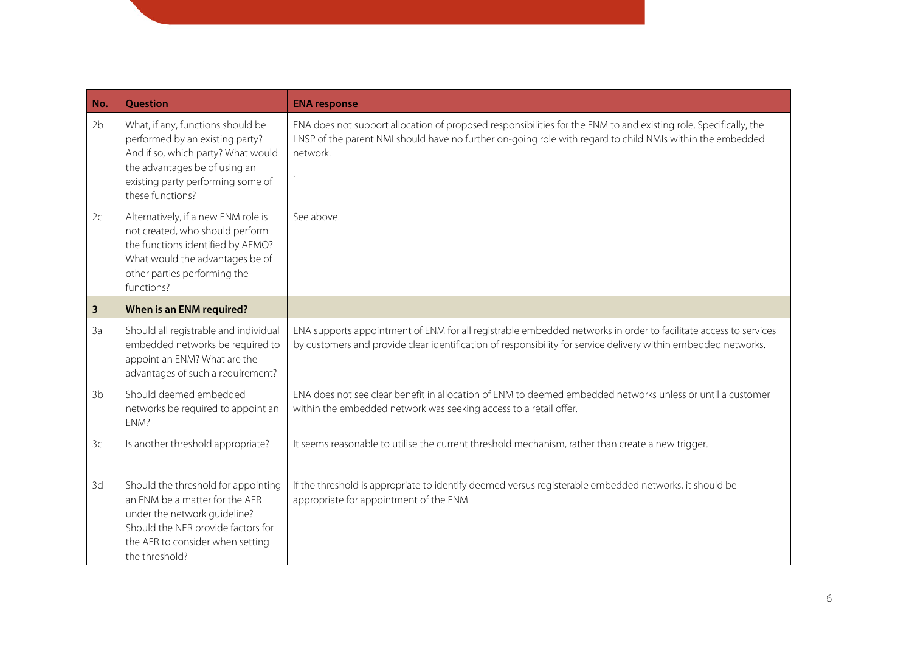| No. | Question | ENA response |
|---|---|---|
| 2b | What, if any, functions should be performed by an existing party? And if so, which party? What would the advantages be of using an existing party performing some of these functions? | ENA does not support allocation of proposed responsibilities for the ENM to and existing role. Specifically, the LNSP of the parent NMI should have no further on-going role with regard to child NMIs within the embedded network. . |
| 2c | Alternatively, if a new ENM role is not created, who should perform the functions identified by AEMO? What would the advantages be of other parties performing the functions? | See above. |
| **3** | **When is an ENM required?** | |
| 3a | Should all registrable and individual embedded networks be required to appoint an ENM? What are the advantages of such a requirement? | ENA supports appointment of ENM for all registrable embedded networks in order to facilitate access to services by customers and provide clear identification of responsibility for service delivery within embedded networks. |
| 3b | Should deemed embedded networks be required to appoint an ENM? | ENA does not see clear benefit in allocation of ENM to deemed embedded networks unless or until a customer within the embedded network was seeking access to a retail offer. |
| 3c | Is another threshold appropriate? | It seems reasonable to utilise the current threshold mechanism, rather than create a new trigger. |
| 3d | Should the threshold for appointing an ENM be a matter for the AER under the network guideline? Should the NER provide factors for the AER to consider when setting the threshold? | If the threshold is appropriate to identify deemed versus registerable embedded networks, it should be appropriate for appointment of the ENM |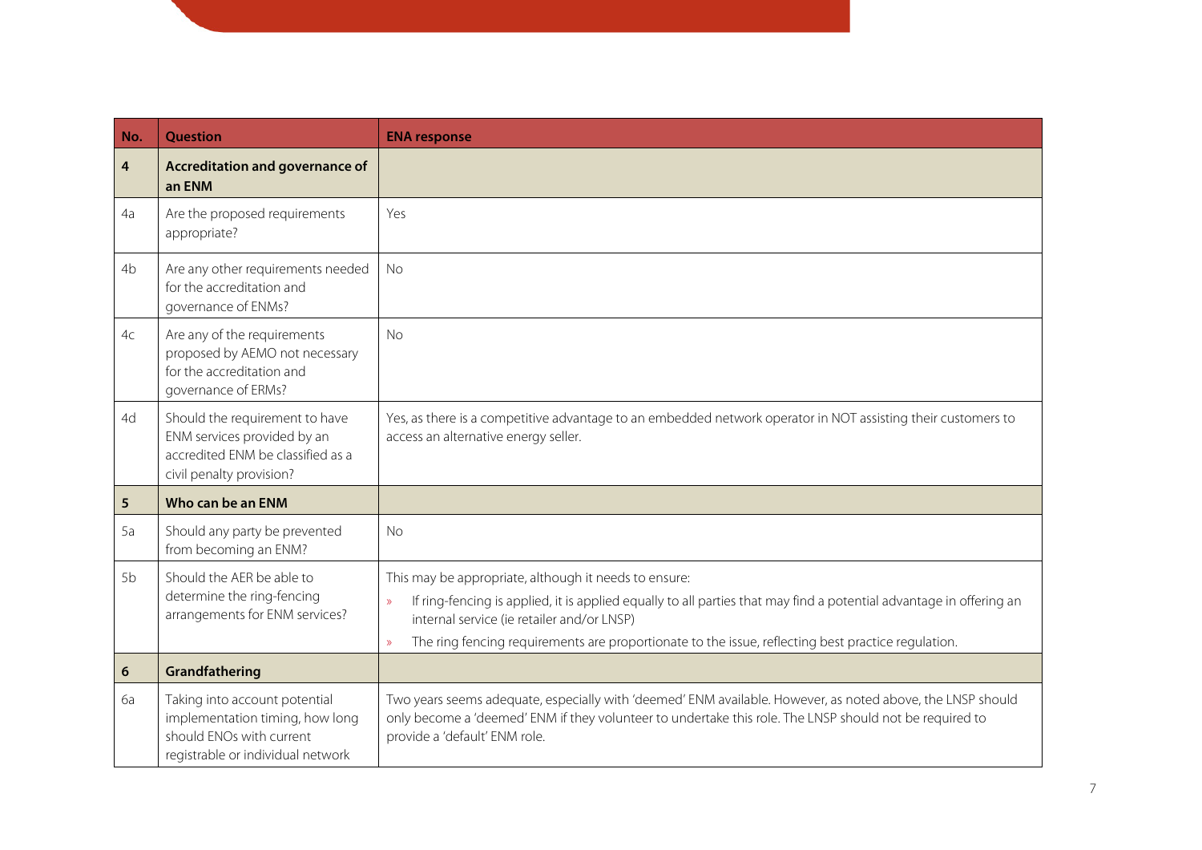| No. | Question | ENA response |
| --- | --- | --- |
| **4** | **Accreditation and governance of an ENM** | |
| 4a | Are the proposed requirements appropriate? | Yes |
| 4b | Are any other requirements needed for the accreditation and governance of ENMs? | No |
| 4c | Are any of the requirements proposed by AEMO not necessary for the accreditation and governance of ERMs? | No |
| 4d | Should the requirement to have ENM services provided by an accredited ENM be classified as a civil penalty provision? | Yes, as there is a competitive advantage to an embedded network operator in NOT assisting their customers to access an alternative energy seller. |
| **5** | **Who can be an ENM** | |
| 5a | Should any party be prevented from becoming an ENM? | No |
| 5b | Should the AER be able to determine the ring-fencing arrangements for ENM services? | This may be appropriate, although it needs to ensure:<br>» If ring-fencing is applied, it is applied equally to all parties that may find a potential advantage in offering an internal service (ie retailer and/or LNSP)<br>» The ring fencing requirements are proportionate to the issue, reflecting best practice regulation. |
| **6** | **Grandfathering** | |
| 6a | Taking into account potential implementation timing, how long should ENOs with current registrable or individual network | Two years seems adequate, especially with 'deemed' ENM available. However, as noted above, the LNSP should only become a 'deemed' ENM if they volunteer to undertake this role. The LNSP should not be required to provide a 'default' ENM role. |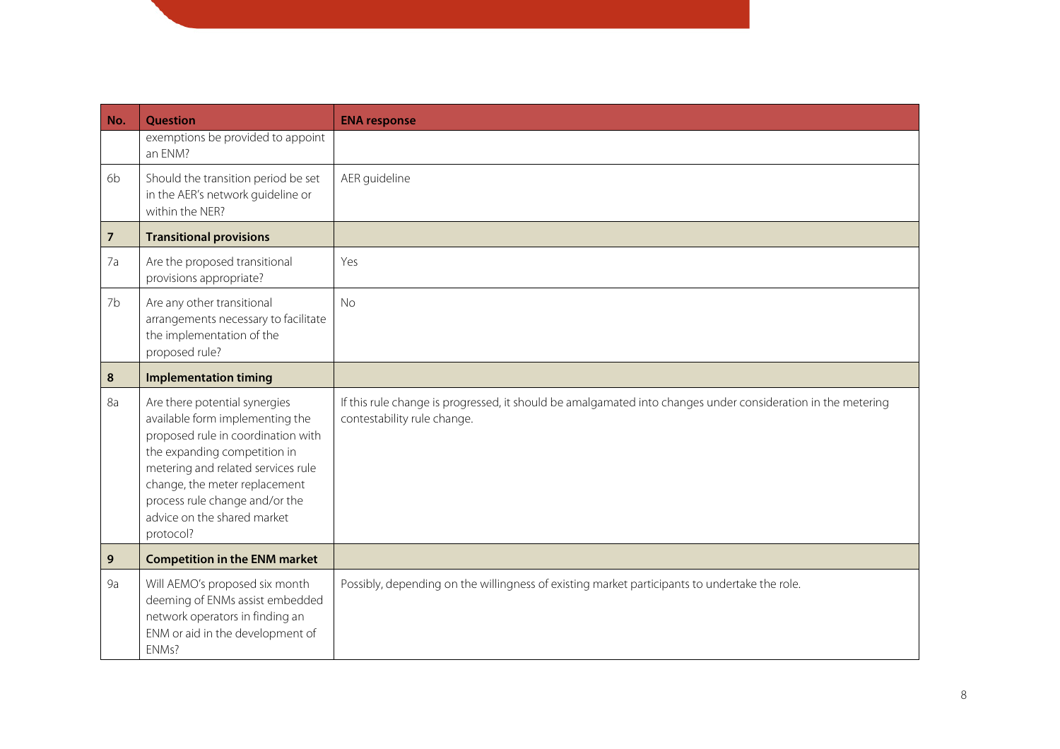| No. | Question | ENA response |
|---|---|---|
| | exemptions be provided to appoint an ENM? | |
| 6b | Should the transition period be set in the AER's network guideline or within the NER? | AER guideline |
| **7** | **Transitional provisions** | |
| 7a | Are the proposed transitional provisions appropriate? | Yes |
| 7b | Are any other transitional arrangements necessary to facilitate the implementation of the proposed rule? | No |
| **8** | **Implementation timing** | |
| 8a | Are there potential synergies available form implementing the proposed rule in coordination with the expanding competition in metering and related services rule change, the meter replacement process rule change and/or the advice on the shared market protocol? | If this rule change is progressed, it should be amalgamated into changes under consideration in the metering contestability rule change. |
| **9** | **Competition in the ENM market** | |
| 9a | Will AEMO's proposed six month deeming of ENMs assist embedded network operators in finding an ENM or aid in the development of ENMs? | Possibly, depending on the willingness of existing market participants to undertake the role. |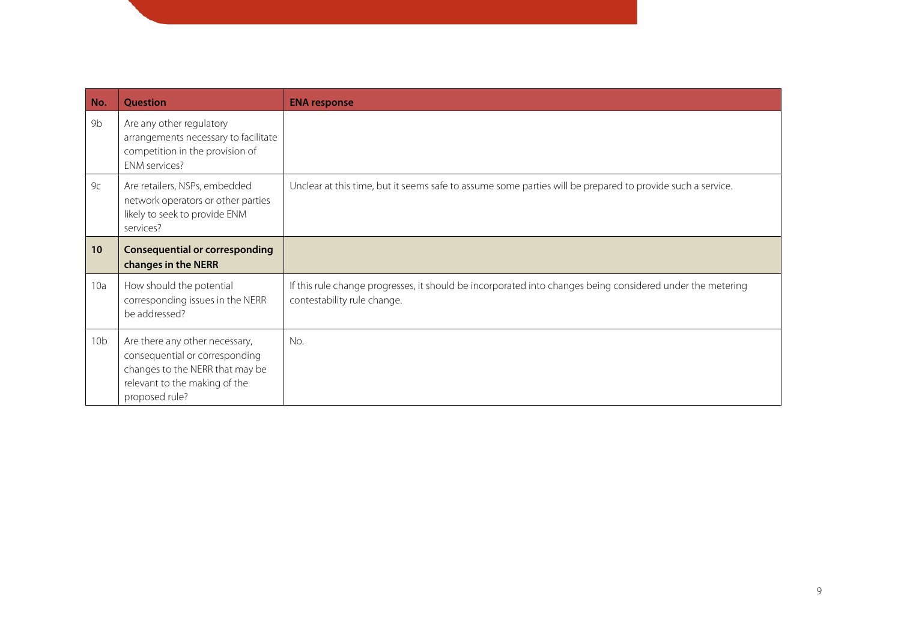| No. | Question | ENA response |
|---|---|---|
| 9b | Are any other regulatory arrangements necessary to facilitate competition in the provision of ENM services? | |
| 9c | Are retailers, NSPs, embedded network operators or other parties likely to seek to provide ENM services? | Unclear at this time, but it seems safe to assume some parties will be prepared to provide such a service. |
| **10** | **Consequential or corresponding changes in the NERR** | |
| 10a | How should the potential corresponding issues in the NERR be addressed? | If this rule change progresses, it should be incorporated into changes being considered under the metering contestability rule change. |
| 10b | Are there any other necessary, consequential or corresponding changes to the NERR that may be relevant to the making of the proposed rule? | No. |